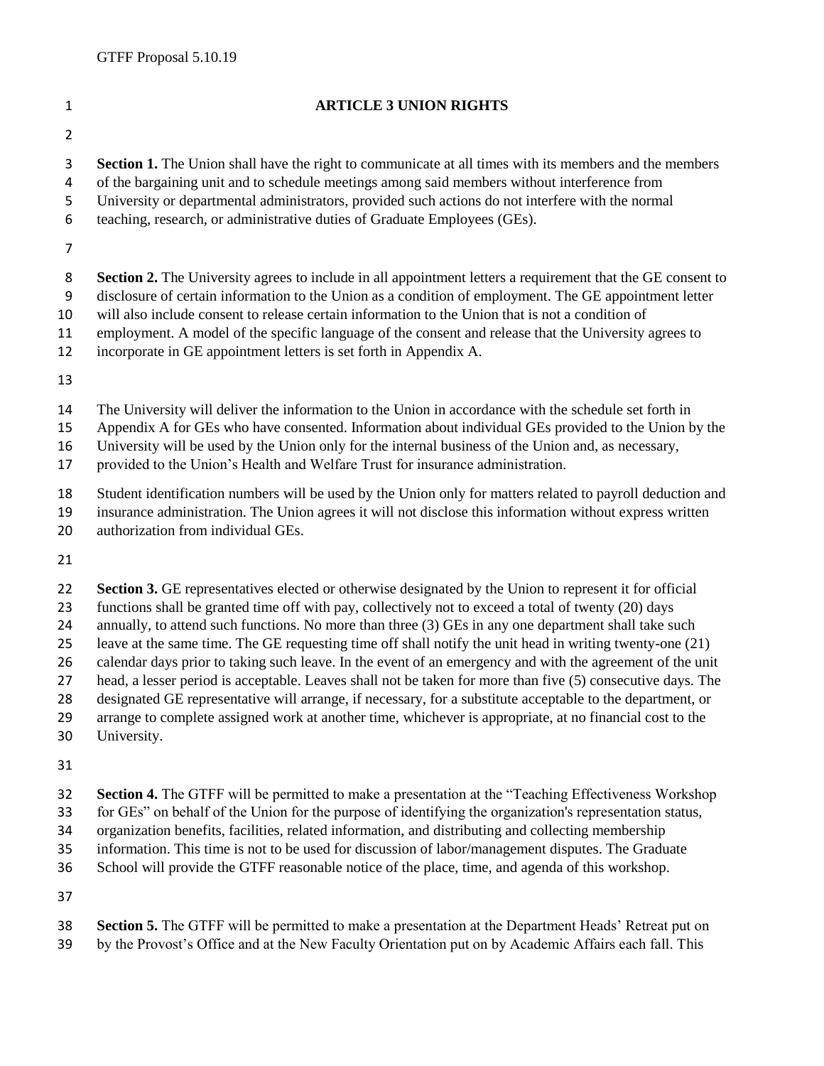# ARTICLE 3 UNION RIGHTS

**Section 1.** The Union shall have the right to communicate at all times with its members and the members of the bargaining unit and to schedule meetings among said members without interference from University or departmental administrators, provided such actions do not interfere with the normal teaching, research, or administrative duties of Graduate Employees (GEs).

**Section 2.** The University agrees to include in all appointment letters a requirement that the GE consent to disclosure of certain information to the Union as a condition of employment. The GE appointment letter will also include consent to release certain information to the Union that is not a condition of employment. A model of the specific language of the consent and release that the University agrees to incorporate in GE appointment letters is set forth in Appendix A.

The University will deliver the information to the Union in accordance with the schedule set forth in Appendix A for GEs who have consented. Information about individual GEs provided to the Union by the University will be used by the Union only for the internal business of the Union and, as necessary, provided to the Union's Health and Welfare Trust for insurance administration.

Student identification numbers will be used by the Union only for matters related to payroll deduction and insurance administration. The Union agrees it will not disclose this information without express written authorization from individual GEs.

**Section 3.** GE representatives elected or otherwise designated by the Union to represent it for official functions shall be granted time off with pay, collectively not to exceed a total of twenty (20) days annually, to attend such functions. No more than three (3) GEs in any one department shall take such leave at the same time. The GE requesting time off shall notify the unit head in writing twenty-one (21) calendar days prior to taking such leave. In the event of an emergency and with the agreement of the unit head, a lesser period is acceptable. Leaves shall not be taken for more than five (5) consecutive days. The designated GE representative will arrange, if necessary, for a substitute acceptable to the department, or arrange to complete assigned work at another time, whichever is appropriate, at no financial cost to the University.

**Section 4.** The GTFF will be permitted to make a presentation at the "Teaching Effectiveness Workshop for GEs" on behalf of the Union for the purpose of identifying the organization's representation status, organization benefits, facilities, related information, and distributing and collecting membership information. This time is not to be used for discussion of labor/management disputes. The Graduate School will provide the GTFF reasonable notice of the place, time, and agenda of this workshop.

**Section 5.** The GTFF will be permitted to make a presentation at the Department Heads' Retreat put on by the Provost's Office and at the New Faculty Orientation put on by Academic Affairs each fall. This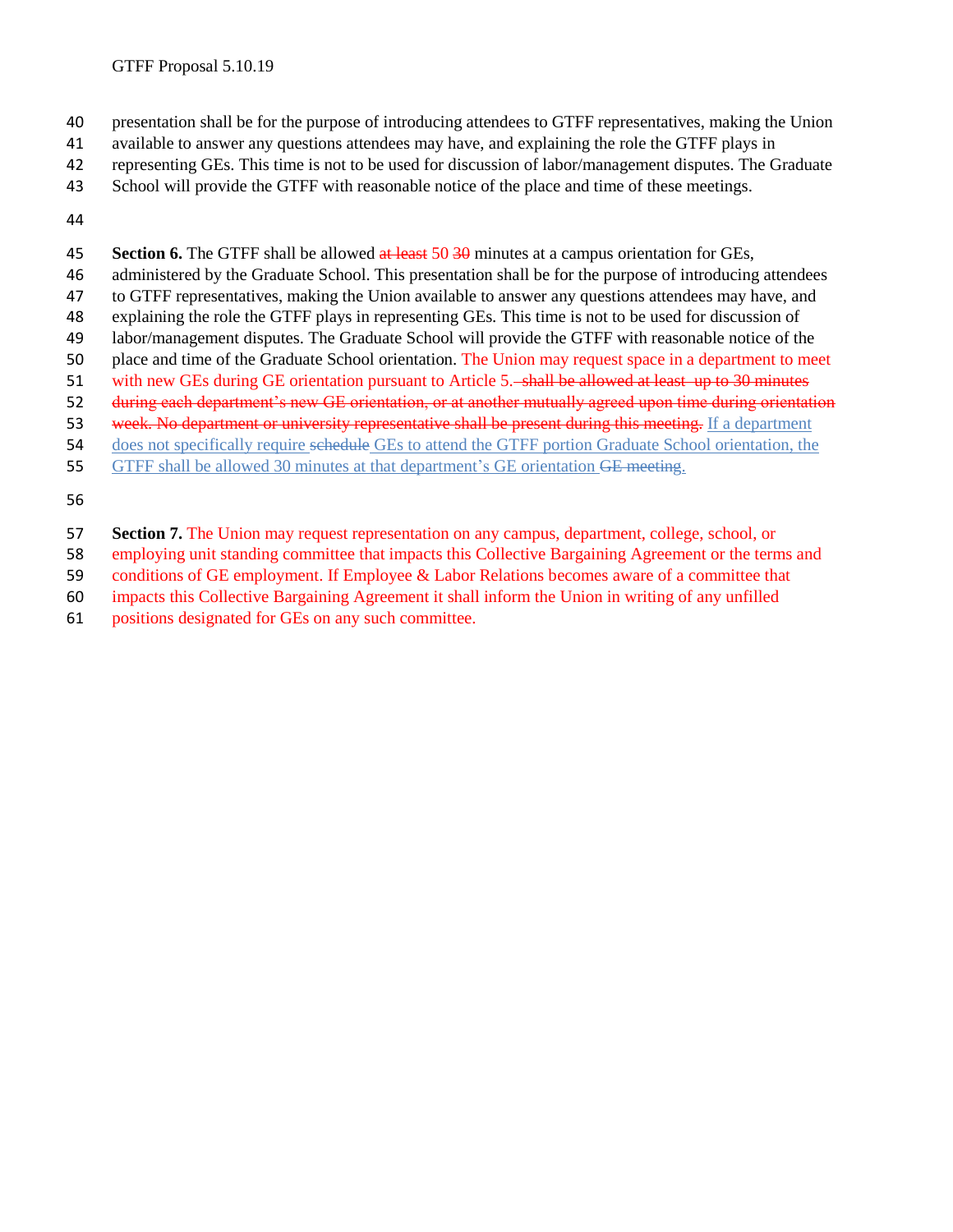presentation shall be for the purpose of introducing attendees to GTFF representatives, making the Union available to answer any questions attendees may have, and explaining the role the GTFF plays in representing GEs. This time is not to be used for discussion of labor/management disputes. The Graduate School will provide the GTFF with reasonable notice of the place and time of these meetings.

**Section 6.** The GTFF shall be allowed ~~at least~~ 50 ~~30~~ minutes at a campus orientation for GEs, administered by the Graduate School. This presentation shall be for the purpose of introducing attendees to GTFF representatives, making the Union available to answer any questions attendees may have, and explaining the role the GTFF plays in representing GEs. This time is not to be used for discussion of labor/management disputes. The Graduate School will provide the GTFF with reasonable notice of the place and time of the Graduate School orientation. The Union may request space in a department to meet with new GEs during GE orientation pursuant to Article 5. ~~shall be allowed at least up to 30 minutes during each department's new GE orientation, or at another mutually agreed upon time during orientation week. No department or university representative shall be present during this meeting.~~ If a department does not specifically require ~~schedule~~ GEs to attend the GTFF portion Graduate School orientation, the GTFF shall be allowed 30 minutes at that department's GE orientation ~~GE meeting~~.

**Section 7.** The Union may request representation on any campus, department, college, school, or employing unit standing committee that impacts this Collective Bargaining Agreement or the terms and conditions of GE employment. If Employee & Labor Relations becomes aware of a committee that impacts this Collective Bargaining Agreement it shall inform the Union in writing of any unfilled positions designated for GEs on any such committee.